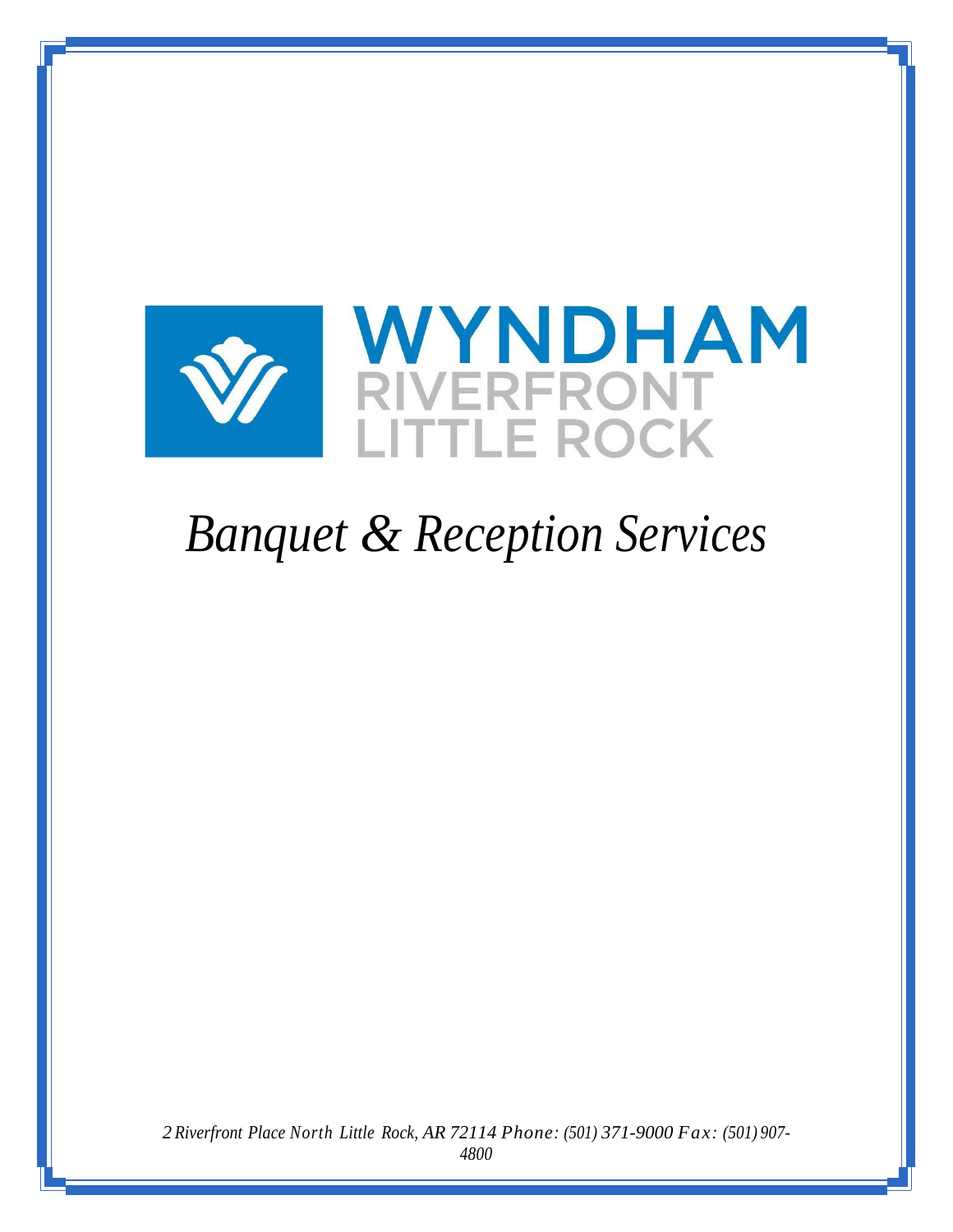# WYNDHAM
## RIVERFRONT LITTLE ROCK

*Banquet & Reception Services*

*2 Riverfront Place North Little Rock, AR 72114 Phone: (501) 371-9000 Fax: (501) 907-4800*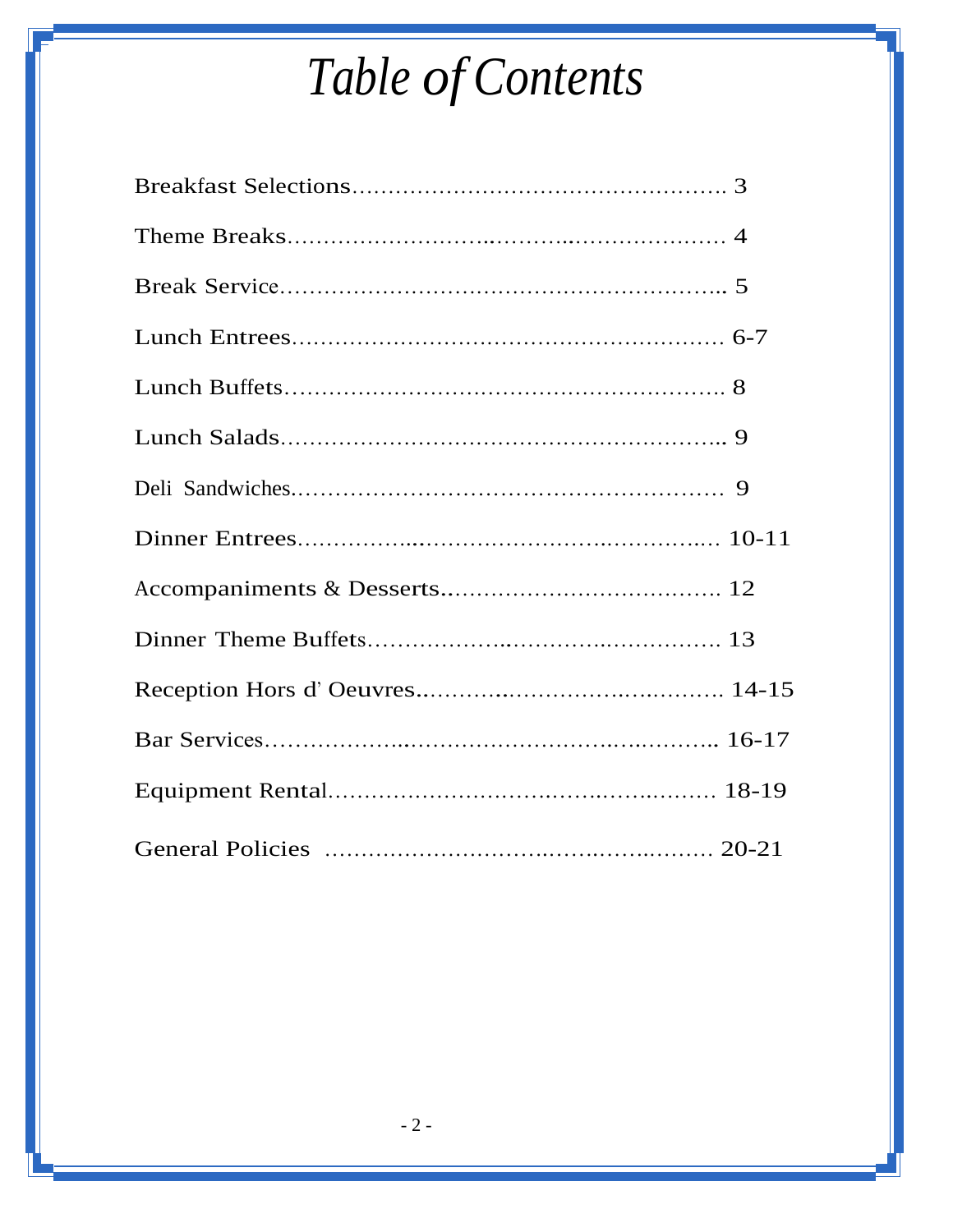# *Table of Contents*

| Section | Page |
|---|---|
| Breakfast Selections | 3 |
| Theme Breaks | 4 |
| Break Service | 5 |
| Lunch Entrees | 6-7 |
| Lunch Buffets | 8 |
| Lunch Salads | 9 |
| Deli Sandwiches | 9 |
| Dinner Entrees | 10-11 |
| Accompaniments & Desserts | 12 |
| Dinner Theme Buffets | 13 |
| Reception Hors d' Oeuvres | 14-15 |
| Bar Services | 16-17 |
| Equipment Rental | 18-19 |
| General Policies | 20-21 |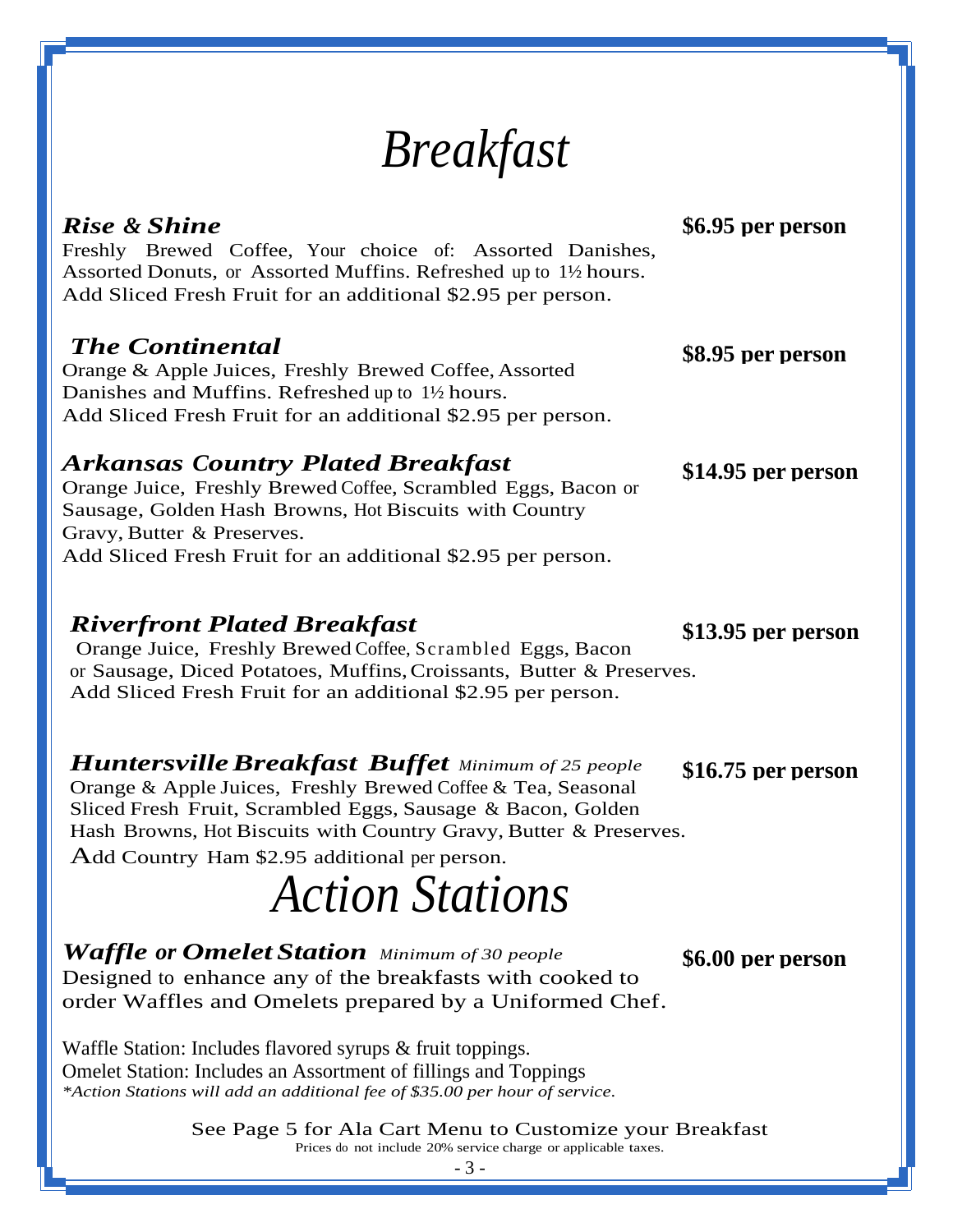# Breakfast

### *Rise & Shine* — $6.95 per person

Freshly Brewed Coffee, Your choice of: Assorted Danishes, Assorted Donuts, or Assorted Muffins. Refreshed up to 1½ hours.
Add Sliced Fresh Fruit for an additional $2.95 per person.

### *The Continental* — $8.95 per person

Orange & Apple Juices, Freshly Brewed Coffee, Assorted Danishes and Muffins. Refreshed up to 1½ hours.
Add Sliced Fresh Fruit for an additional $2.95 per person.

### *Arkansas Country Plated Breakfast* — $14.95 per person

Orange Juice, Freshly Brewed Coffee, Scrambled Eggs, Bacon or Sausage, Golden Hash Browns, Hot Biscuits with Country Gravy, Butter & Preserves.
Add Sliced Fresh Fruit for an additional $2.95 per person.

### *Riverfront Plated Breakfast* — $13.95 per person

Orange Juice, Freshly Brewed Coffee, Scrambled Eggs, Bacon or Sausage, Diced Potatoes, Muffins, Croissants, Butter & Preserves.
Add Sliced Fresh Fruit for an additional $2.95 per person.

### *Huntersville Breakfast Buffet* *Minimum of 25 people* — $16.75 per person

Orange & Apple Juices, Freshly Brewed Coffee & Tea, Seasonal Sliced Fresh Fruit, Scrambled Eggs, Sausage & Bacon, Golden Hash Browns, Hot Biscuits with Country Gravy, Butter & Preserves.
Add Country Ham $2.95 additional per person.

# Action Stations

### *Waffle or Omelet Station* *Minimum of 30 people* — $6.00 per person

Designed to enhance any of the breakfasts with cooked to order Waffles and Omelets prepared by a Uniformed Chef.

Waffle Station: Includes flavored syrups & fruit toppings.
Omelet Station: Includes an Assortment of fillings and Toppings
*\*Action Stations will add an additional fee of $35.00 per hour of service.*

See Page 5 for Ala Cart Menu to Customize your Breakfast
Prices do not include 20% service charge or applicable taxes.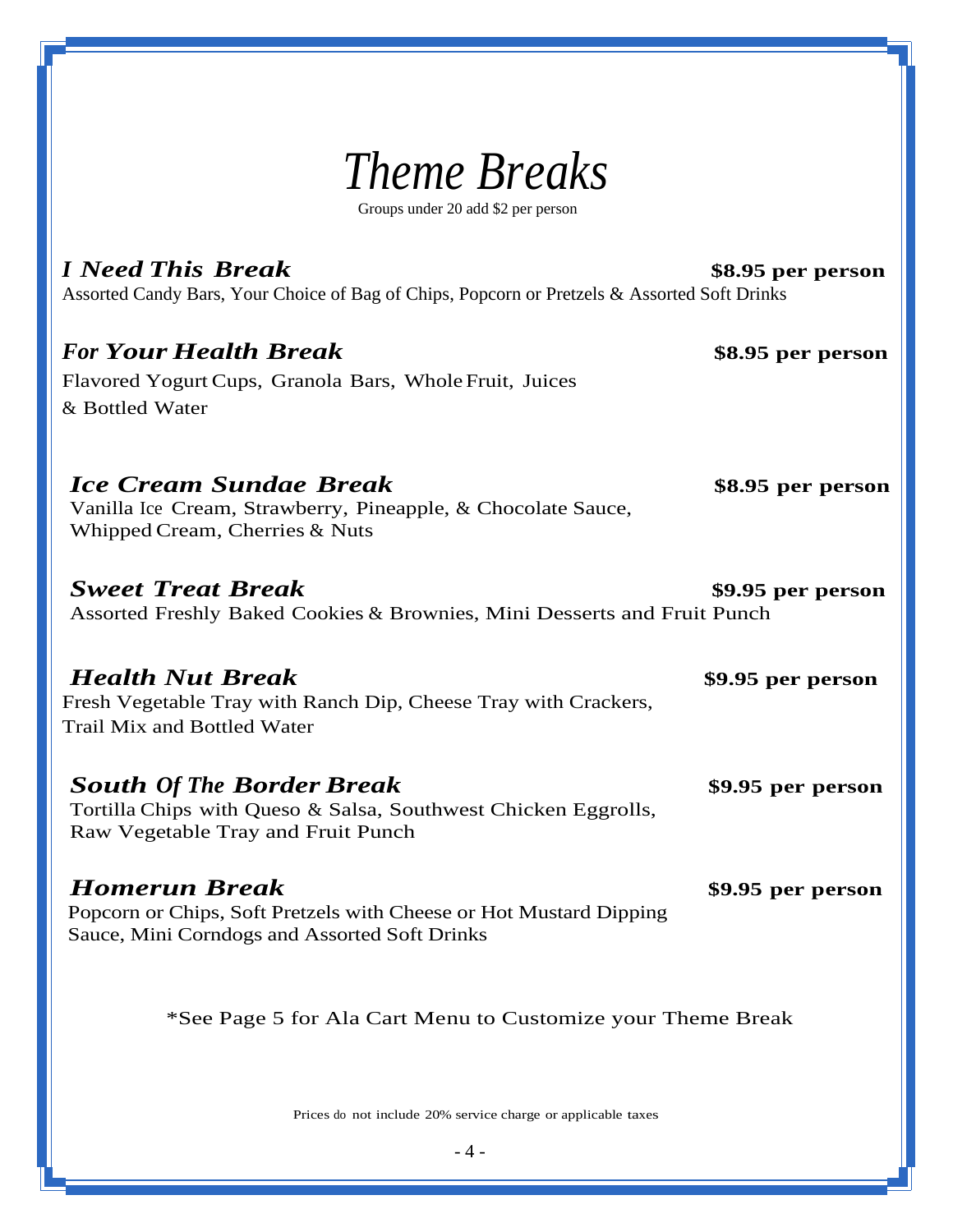# *Theme Breaks*

Groups under 20 add $2 per person

***I Need This Break*** **$8.95 per person**

Assorted Candy Bars, Your Choice of Bag of Chips, Popcorn or Pretzels & Assorted Soft Drinks

***For Your Health Break*** **$8.95 per person**

Flavored Yogurt Cups, Granola Bars, Whole Fruit, Juices & Bottled Water

***Ice Cream Sundae Break*** **$8.95 per person**

Vanilla Ice Cream, Strawberry, Pineapple, & Chocolate Sauce, Whipped Cream, Cherries & Nuts

***Sweet Treat Break*** **$9.95 per person**

Assorted Freshly Baked Cookies & Brownies, Mini Desserts and Fruit Punch

***Health Nut Break*** **$9.95 per person**

Fresh Vegetable Tray with Ranch Dip, Cheese Tray with Crackers, Trail Mix and Bottled Water

***South Of The Border Break*** **$9.95 per person**

Tortilla Chips with Queso & Salsa, Southwest Chicken Eggrolls, Raw Vegetable Tray and Fruit Punch

***Homerun Break*** **$9.95 per person**

Popcorn or Chips, Soft Pretzels with Cheese or Hot Mustard Dipping Sauce, Mini Corndogs and Assorted Soft Drinks

*See Page 5 for Ala Cart Menu to Customize your Theme Break

Prices do not include 20% service charge or applicable taxes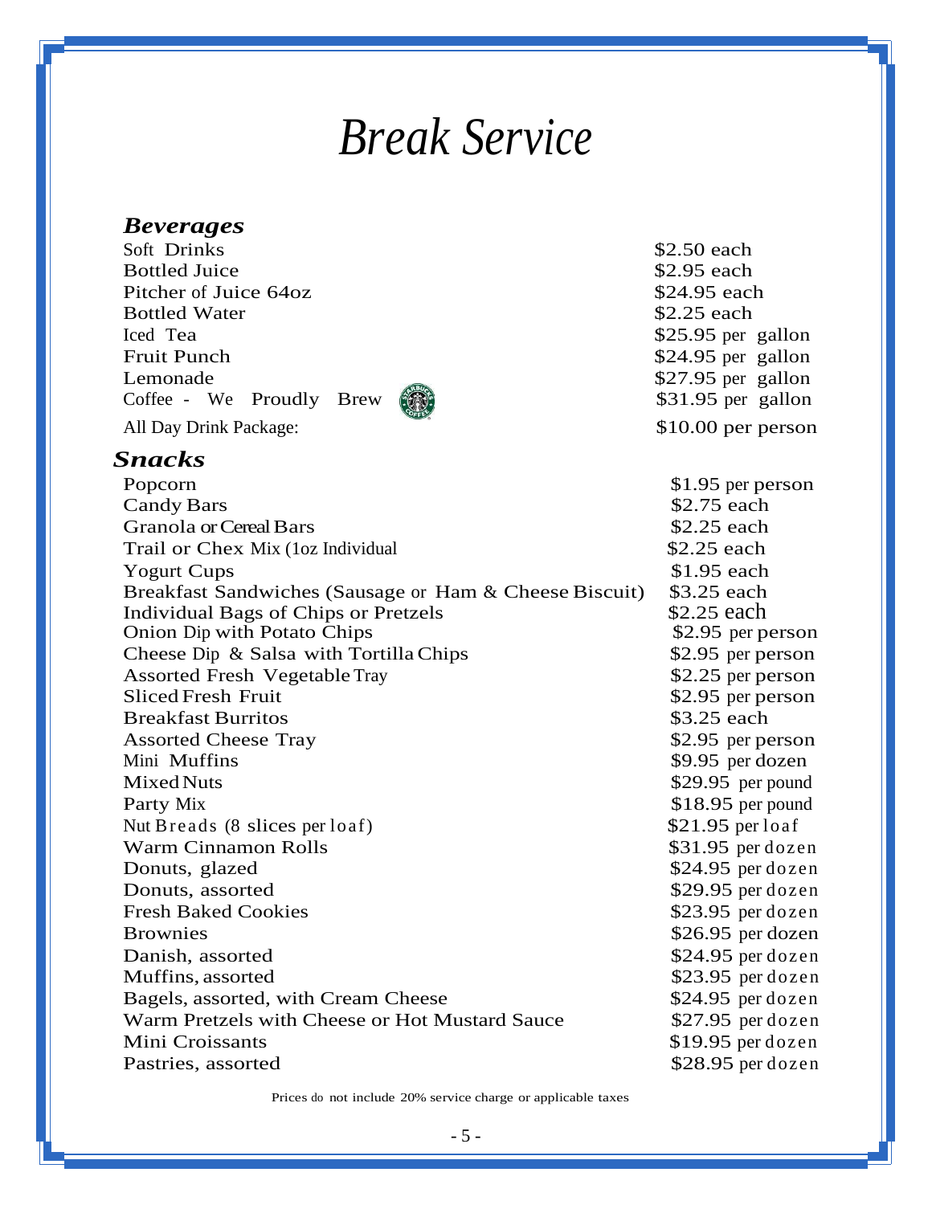# Break Service

## *Beverages*

| Item | Price |
|---|---|
| Soft Drinks | $2.50 each |
| Bottled Juice | $2.95 each |
| Pitcher of Juice 64oz | $24.95 each |
| Bottled Water | $2.25 each |
| Iced Tea | $25.95 per gallon |
| Fruit Punch | $24.95 per gallon |
| Lemonade | $27.95 per gallon |
| Coffee - We Proudly Brew | $31.95 per gallon |
| All Day Drink Package: | $10.00 per person |

## *Snacks*

| Item | Price |
|---|---|
| Popcorn | $1.95 per person |
| Candy Bars | $2.75 each |
| Granola or Cereal Bars | $2.25 each |
| Trail or Chex Mix (1oz Individual | $2.25 each |
| Yogurt Cups | $1.95 each |
| Breakfast Sandwiches (Sausage or Ham & Cheese Biscuit) | $3.25 each |
| Individual Bags of Chips or Pretzels | $2.25 each |
| Onion Dip with Potato Chips | $2.95 per person |
| Cheese Dip & Salsa with Tortilla Chips | $2.95 per person |
| Assorted Fresh Vegetable Tray | $2.25 per person |
| Sliced Fresh Fruit | $2.95 per person |
| Breakfast Burritos | $3.25 each |
| Assorted Cheese Tray | $2.95 per person |
| Mini Muffins | $9.95 per dozen |
| Mixed Nuts | $29.95 per pound |
| Party Mix | $18.95 per pound |
| Nut Breads (8 slices per loaf) | $21.95 per loaf |
| Warm Cinnamon Rolls | $31.95 per dozen |
| Donuts, glazed | $24.95 per dozen |
| Donuts, assorted | $29.95 per dozen |
| Fresh Baked Cookies | $23.95 per dozen |
| Brownies | $26.95 per dozen |
| Danish, assorted | $24.95 per dozen |
| Muffins, assorted | $23.95 per dozen |
| Bagels, assorted, with Cream Cheese | $24.95 per dozen |
| Warm Pretzels with Cheese or Hot Mustard Sauce | $27.95 per dozen |
| Mini Croissants | $19.95 per dozen |
| Pastries, assorted | $28.95 per dozen |

Prices do not include 20% service charge or applicable taxes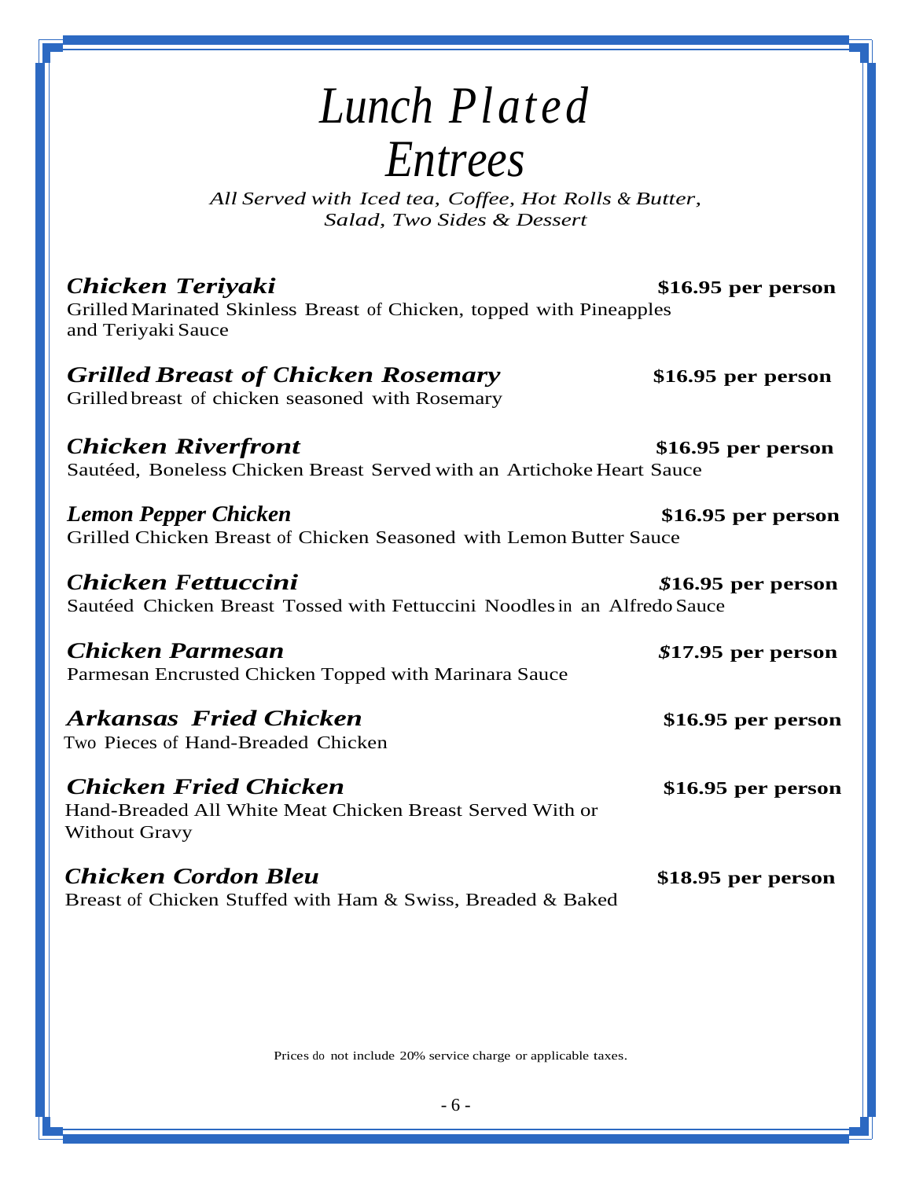# *Lunch Plated Entrees*

*All Served with Iced tea, Coffee, Hot Rolls & Butter, Salad, Two Sides & Dessert*

***Chicken Teriyaki*** **$16.95 per person**
Grilled Marinated Skinless Breast of Chicken, topped with Pineapples and Teriyaki Sauce

***Grilled Breast of Chicken Rosemary*** **$16.95 per person**
Grilled breast of chicken seasoned with Rosemary

***Chicken Riverfront*** **$16.95 per person**
Sautéed, Boneless Chicken Breast Served with an Artichoke Heart Sauce

***Lemon Pepper Chicken*** **$16.95 per person**
Grilled Chicken Breast of Chicken Seasoned with Lemon Butter Sauce

***Chicken Fettuccini*** **$16.95 per person**
Sautéed Chicken Breast Tossed with Fettuccini Noodles in an Alfredo Sauce

***Chicken Parmesan*** **$17.95 per person**
Parmesan Encrusted Chicken Topped with Marinara Sauce

***Arkansas Fried Chicken*** **$16.95 per person**
Two Pieces of Hand-Breaded Chicken

***Chicken Fried Chicken*** **$16.95 per person**
Hand-Breaded All White Meat Chicken Breast Served With or Without Gravy

***Chicken Cordon Bleu*** **$18.95 per person**
Breast of Chicken Stuffed with Ham & Swiss, Breaded & Baked

Prices do not include 20% service charge or applicable taxes.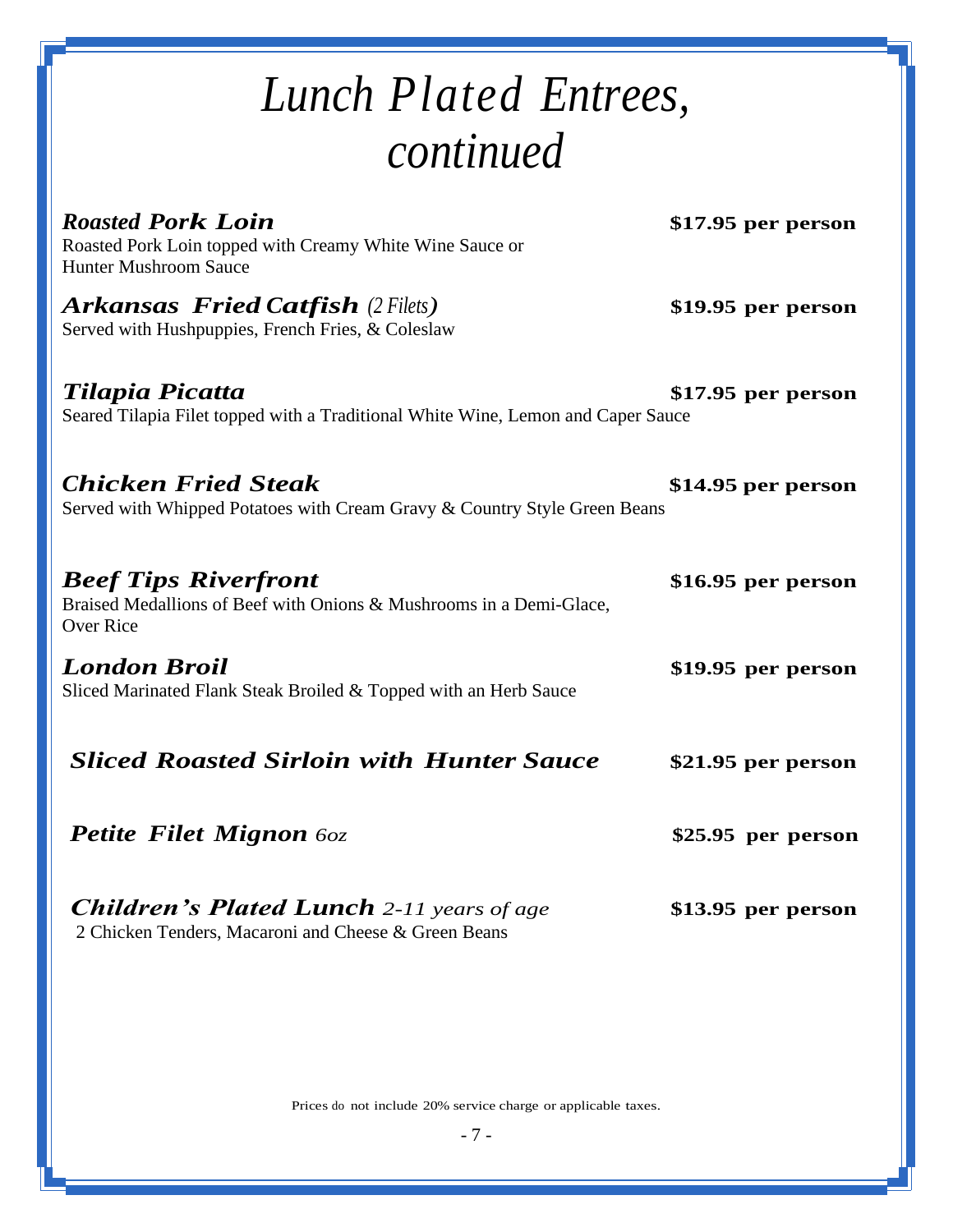# *Lunch Plated Entrees, continued*

***Roasted Pork Loin*** **$17.95 per person**

Roasted Pork Loin topped with Creamy White Wine Sauce or Hunter Mushroom Sauce

***Arkansas Fried Catfish*** *(2 Filets)* **$19.95 per person**

Served with Hushpuppies, French Fries, & Coleslaw

***Tilapia Picatta*** **$17.95 per person**

Seared Tilapia Filet topped with a Traditional White Wine, Lemon and Caper Sauce

***Chicken Fried Steak*** **$14.95 per person**

Served with Whipped Potatoes with Cream Gravy & Country Style Green Beans

***Beef Tips Riverfront*** **$16.95 per person**

Braised Medallions of Beef with Onions & Mushrooms in a Demi-Glace, Over Rice

***London Broil*** **$19.95 per person**

Sliced Marinated Flank Steak Broiled & Topped with an Herb Sauce

***Sliced Roasted Sirloin with Hunter Sauce*** **$21.95 per person**

***Petite Filet Mignon*** *6oz* **$25.95 per person**

***Children's Plated Lunch*** *2-11 years of age* **$13.95 per person**

2 Chicken Tenders, Macaroni and Cheese & Green Beans

Prices do not include 20% service charge or applicable taxes.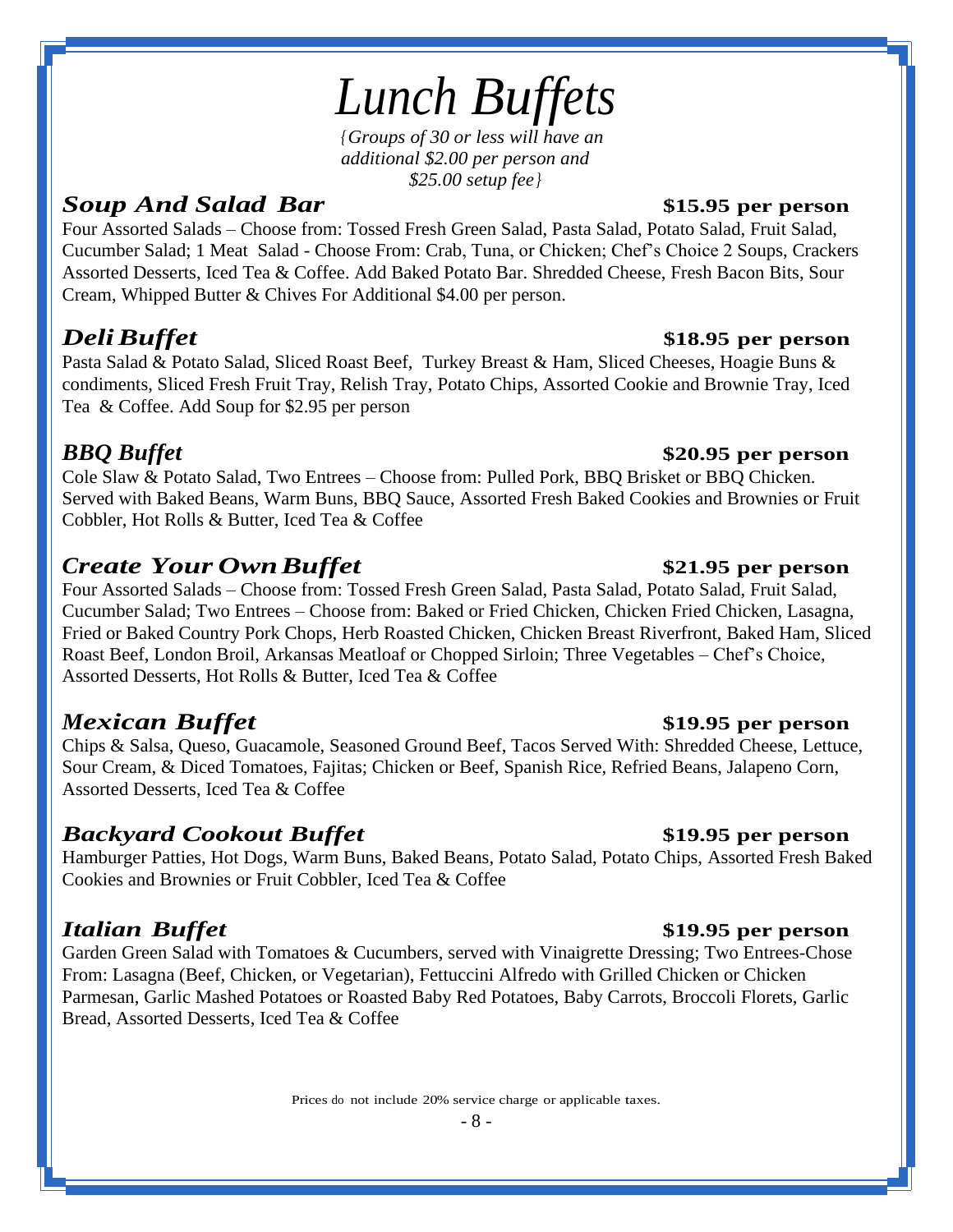# *Lunch Buffets*

*{Groups of 30 or less will have an additional $2.00 per person and $25.00 setup fee}*

## *Soup And Salad Bar* — **$15.95 per person**

Four Assorted Salads – Choose from: Tossed Fresh Green Salad, Pasta Salad, Potato Salad, Fruit Salad, Cucumber Salad; 1 Meat Salad - Choose From: Crab, Tuna, or Chicken; Chef's Choice 2 Soups, Crackers Assorted Desserts, Iced Tea & Coffee. Add Baked Potato Bar. Shredded Cheese, Fresh Bacon Bits, Sour Cream, Whipped Butter & Chives For Additional $4.00 per person.

## *Deli Buffet* — **$18.95 per person**

Pasta Salad & Potato Salad, Sliced Roast Beef, Turkey Breast & Ham, Sliced Cheeses, Hoagie Buns & condiments, Sliced Fresh Fruit Tray, Relish Tray, Potato Chips, Assorted Cookie and Brownie Tray, Iced Tea & Coffee. Add Soup for $2.95 per person

## *BBQ Buffet* — **$20.95 per person**

Cole Slaw & Potato Salad, Two Entrees – Choose from: Pulled Pork, BBQ Brisket or BBQ Chicken. Served with Baked Beans, Warm Buns, BBQ Sauce, Assorted Fresh Baked Cookies and Brownies or Fruit Cobbler, Hot Rolls & Butter, Iced Tea & Coffee

## *Create Your Own Buffet* — **$21.95 per person**

Four Assorted Salads – Choose from: Tossed Fresh Green Salad, Pasta Salad, Potato Salad, Fruit Salad, Cucumber Salad; Two Entrees – Choose from: Baked or Fried Chicken, Chicken Fried Chicken, Lasagna, Fried or Baked Country Pork Chops, Herb Roasted Chicken, Chicken Breast Riverfront, Baked Ham, Sliced Roast Beef, London Broil, Arkansas Meatloaf or Chopped Sirloin; Three Vegetables – Chef's Choice, Assorted Desserts, Hot Rolls & Butter, Iced Tea & Coffee

## *Mexican Buffet* — **$19.95 per person**

Chips & Salsa, Queso, Guacamole, Seasoned Ground Beef, Tacos Served With: Shredded Cheese, Lettuce, Sour Cream, & Diced Tomatoes, Fajitas; Chicken or Beef, Spanish Rice, Refried Beans, Jalapeno Corn, Assorted Desserts, Iced Tea & Coffee

## *Backyard Cookout Buffet* — **$19.95 per person**

Hamburger Patties, Hot Dogs, Warm Buns, Baked Beans, Potato Salad, Potato Chips, Assorted Fresh Baked Cookies and Brownies or Fruit Cobbler, Iced Tea & Coffee

## *Italian Buffet* — **$19.95 per person**

Garden Green Salad with Tomatoes & Cucumbers, served with Vinaigrette Dressing; Two Entrees-Chose From: Lasagna (Beef, Chicken, or Vegetarian), Fettuccini Alfredo with Grilled Chicken or Chicken Parmesan, Garlic Mashed Potatoes or Roasted Baby Red Potatoes, Baby Carrots, Broccoli Florets, Garlic Bread, Assorted Desserts, Iced Tea & Coffee

Prices do not include 20% service charge or applicable taxes.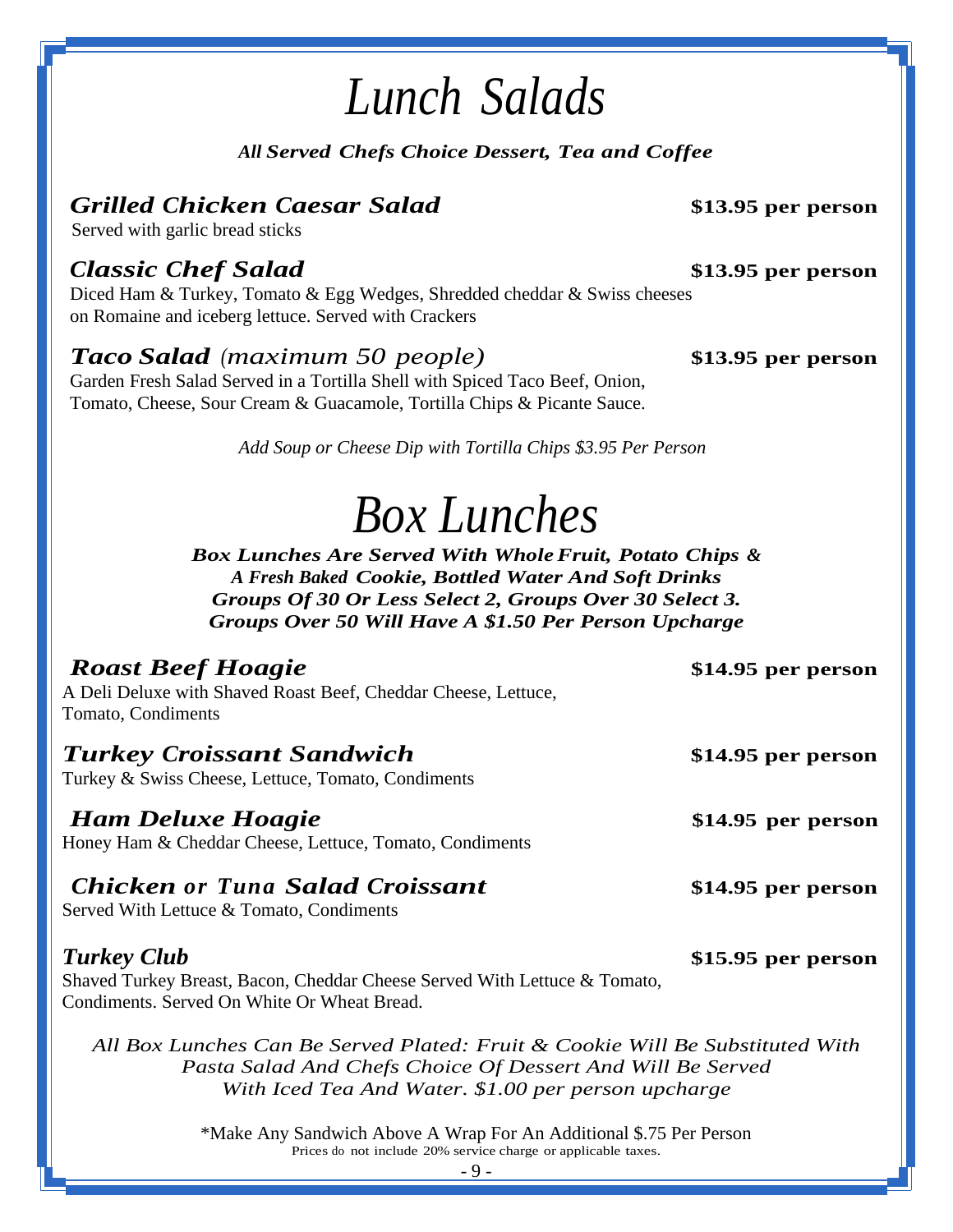# Lunch Salads

*All Served Chefs Choice Dessert, Tea and Coffee*

### *Grilled Chicken Caesar Salad* — **$13.95 per person**

Served with garlic bread sticks

### *Classic Chef Salad* — **$13.95 per person**

Diced Ham & Turkey, Tomato & Egg Wedges, Shredded cheddar & Swiss cheeses on Romaine and iceberg lettuce. Served with Crackers

### *Taco Salad (maximum 50 people)* — **$13.95 per person**

Garden Fresh Salad Served in a Tortilla Shell with Spiced Taco Beef, Onion, Tomato, Cheese, Sour Cream & Guacamole, Tortilla Chips & Picante Sauce.

*Add Soup or Cheese Dip with Tortilla Chips $3.95 Per Person*

# Box Lunches

***Box Lunches Are Served With Whole Fruit, Potato Chips & A Fresh Baked Cookie, Bottled Water And Soft Drinks***
***Groups Of 30 Or Less Select 2, Groups Over 30 Select 3.***
***Groups Over 50 Will Have A $1.50 Per Person Upcharge***

### *Roast Beef Hoagie* — **$14.95 per person**

A Deli Deluxe with Shaved Roast Beef, Cheddar Cheese, Lettuce, Tomato, Condiments

### *Turkey Croissant Sandwich* — **$14.95 per person**

Turkey & Swiss Cheese, Lettuce, Tomato, Condiments

### *Ham Deluxe Hoagie* — **$14.95 per person**

Honey Ham & Cheddar Cheese, Lettuce, Tomato, Condiments

### *Chicken or Tuna Salad Croissant* — **$14.95 per person**

Served With Lettuce & Tomato, Condiments

### *Turkey Club* — **$15.95 per person**

Shaved Turkey Breast, Bacon, Cheddar Cheese Served With Lettuce & Tomato, Condiments. Served On White Or Wheat Bread.

*All Box Lunches Can Be Served Plated: Fruit & Cookie Will Be Substituted With Pasta Salad And Chefs Choice Of Dessert And Will Be Served With Iced Tea And Water. $1.00 per person upcharge*

*Make Any Sandwich Above A Wrap For An Additional $.75 Per Person

Prices do not include 20% service charge or applicable taxes.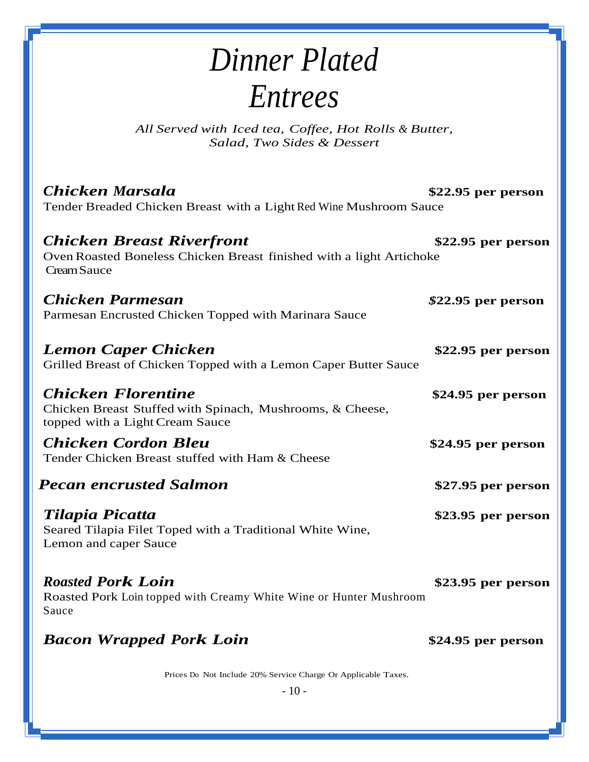# *Dinner Plated Entrees*

*All Served with Iced tea, Coffee, Hot Rolls & Butter, Salad, Two Sides & Dessert*

***Chicken Marsala*** **$22.95 per person**
Tender Breaded Chicken Breast with a Light Red Wine Mushroom Sauce

***Chicken Breast Riverfront*** **$22.95 per person**
Oven Roasted Boneless Chicken Breast finished with a light Artichoke Cream Sauce

***Chicken Parmesan*** **$22.95 per person**
Parmesan Encrusted Chicken Topped with Marinara Sauce

***Lemon Caper Chicken*** **$22.95 per person**
Grilled Breast of Chicken Topped with a Lemon Caper Butter Sauce

***Chicken Florentine*** **$24.95 per person**
Chicken Breast Stuffed with Spinach, Mushrooms, & Cheese, topped with a Light Cream Sauce

***Chicken Cordon Bleu*** **$24.95 per person**
Tender Chicken Breast stuffed with Ham & Cheese

***Pecan encrusted Salmon*** **$27.95 per person**

***Tilapia Picatta*** **$23.95 per person**
Seared Tilapia Filet Toped with a Traditional White Wine, Lemon and caper Sauce

***Roasted Pork Loin*** **$23.95 per person**
Roasted Pork Loin topped with Creamy White Wine or Hunter Mushroom Sauce

***Bacon Wrapped Pork Loin*** **$24.95 per person**

Prices Do Not Include 20% Service Charge Or Applicable Taxes.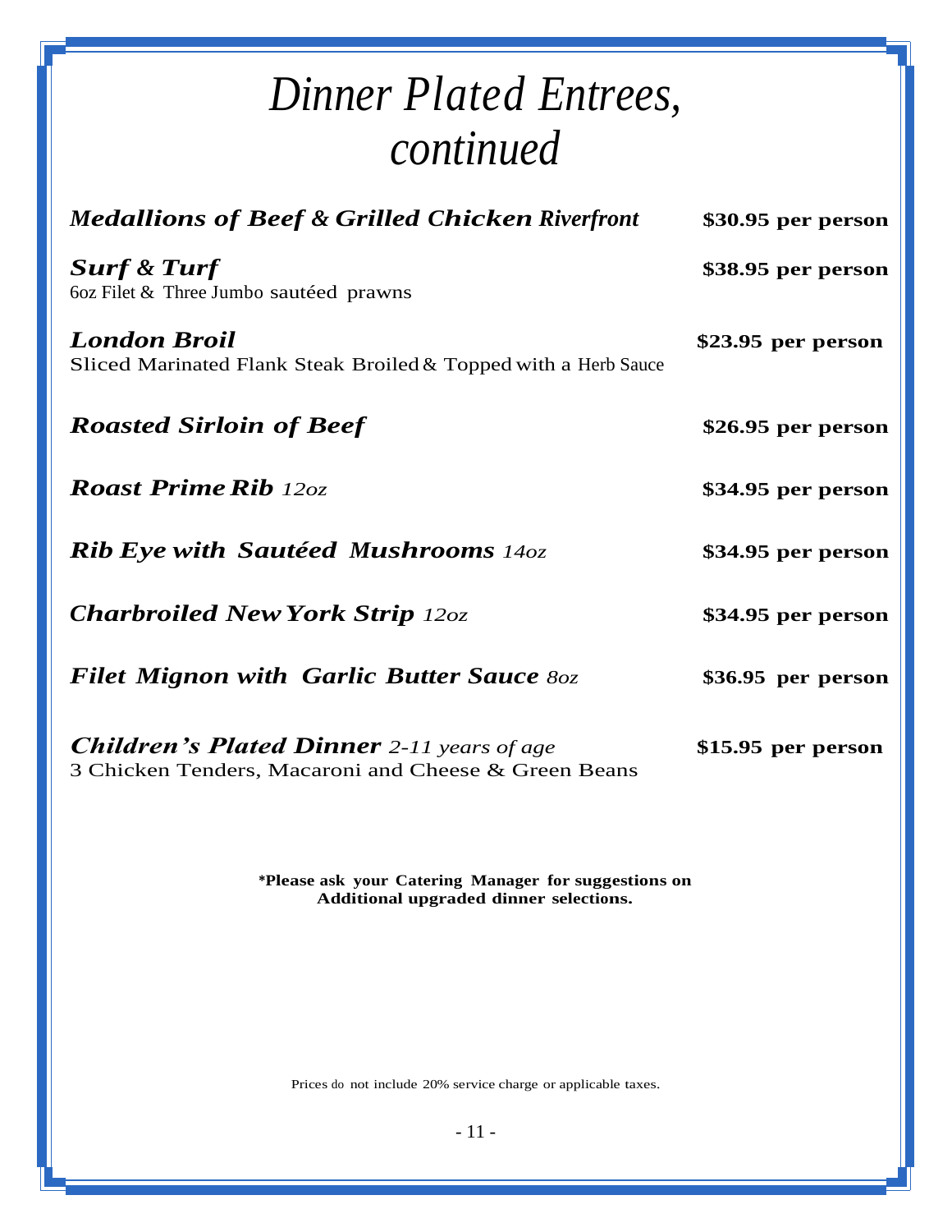# *Dinner Plated Entrees, continued*

***Medallions of Beef & Grilled Chicken Riverfront*** **$30.95 per person**

***Surf & Turf*** **$38.95 per person**
6oz Filet & Three Jumbo sautéed prawns

***London Broil*** **$23.95 per person**
Sliced Marinated Flank Steak Broiled & Topped with a Herb Sauce

***Roasted Sirloin of Beef*** **$26.95 per person**

***Roast Prime Rib*** *12oz* **$34.95 per person**

***Rib Eye with Sautéed Mushrooms*** *14oz* **$34.95 per person**

***Charbroiled New York Strip*** *12oz* **$34.95 per person**

***Filet Mignon with Garlic Butter Sauce*** *8oz* **$36.95 per person**

***Children's Plated Dinner*** *2-11 years of age* **$15.95 per person**
3 Chicken Tenders, Macaroni and Cheese & Green Beans

**\*Please ask your Catering Manager for suggestions on Additional upgraded dinner selections.**

Prices do not include 20% service charge or applicable taxes.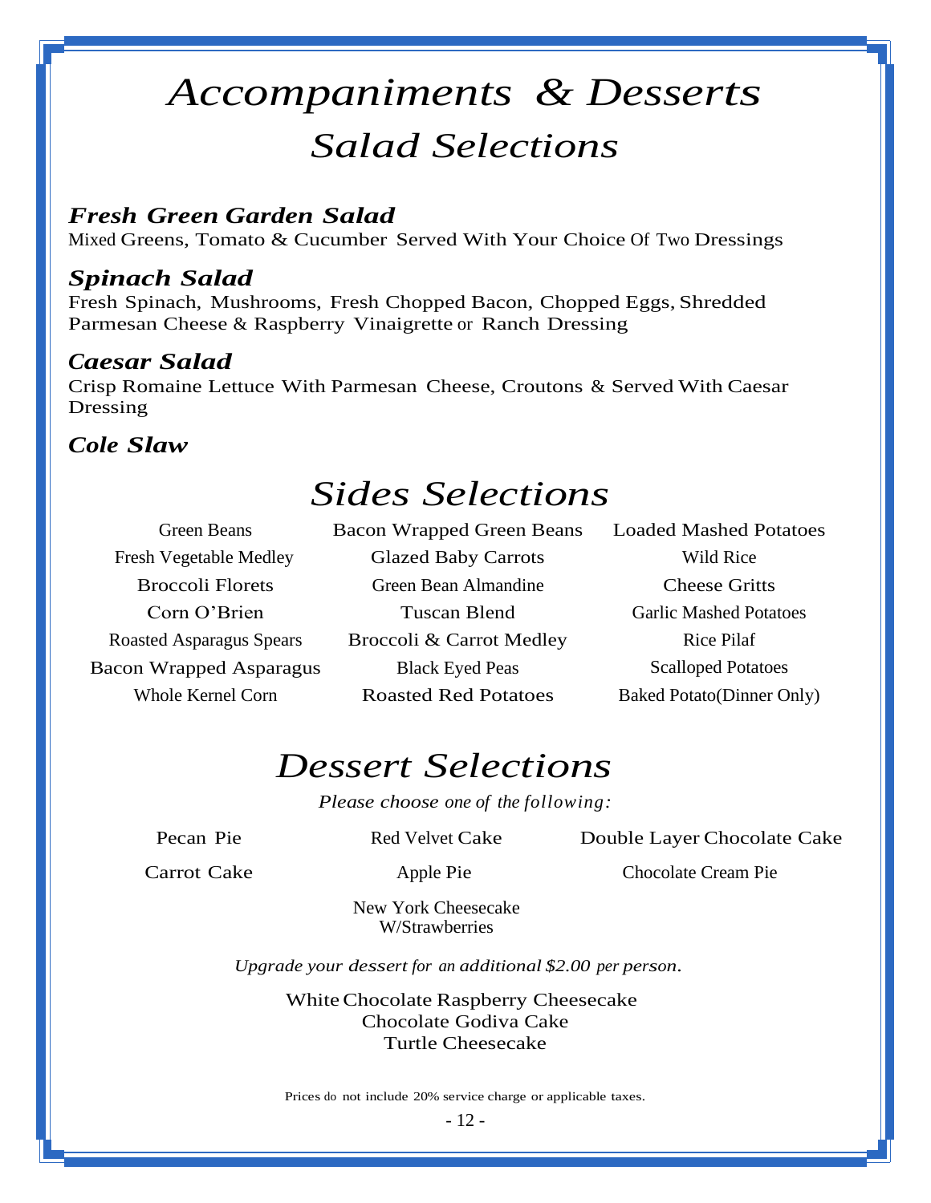# *Accompaniments & Desserts*

## *Salad Selections*

### ***Fresh Green Garden Salad***

Mixed Greens, Tomato & Cucumber Served With Your Choice Of Two Dressings

### ***Spinach Salad***

Fresh Spinach, Mushrooms, Fresh Chopped Bacon, Chopped Eggs, Shredded Parmesan Cheese & Raspberry Vinaigrette or Ranch Dressing

### ***Caesar Salad***

Crisp Romaine Lettuce With Parmesan Cheese, Croutons & Served With Caesar Dressing

### ***Cole Slaw***

## *Sides Selections*

| | | |
|---|---|---|
| Green Beans | Bacon Wrapped Green Beans | Loaded Mashed Potatoes |
| Fresh Vegetable Medley | Glazed Baby Carrots | Wild Rice |
| Broccoli Florets | Green Bean Almandine | Cheese Gritts |
| Corn O'Brien | Tuscan Blend | Garlic Mashed Potatoes |
| Roasted Asparagus Spears | Broccoli & Carrot Medley | Rice Pilaf |
| Bacon Wrapped Asparagus | Black Eyed Peas | Scalloped Potatoes |
| Whole Kernel Corn | Roasted Red Potatoes | Baked Potato(Dinner Only) |

## *Dessert Selections*

*Please choose one of the following:*

| | | |
|---|---|---|
| Pecan Pie | Red Velvet Cake | Double Layer Chocolate Cake |
| Carrot Cake | Apple Pie | Chocolate Cream Pie |
| | New York Cheesecake W/Strawberries | |

*Upgrade your dessert for an additional $2.00 per person.*

White Chocolate Raspberry Cheesecake
Chocolate Godiva Cake
Turtle Cheesecake

Prices do not include 20% service charge or applicable taxes.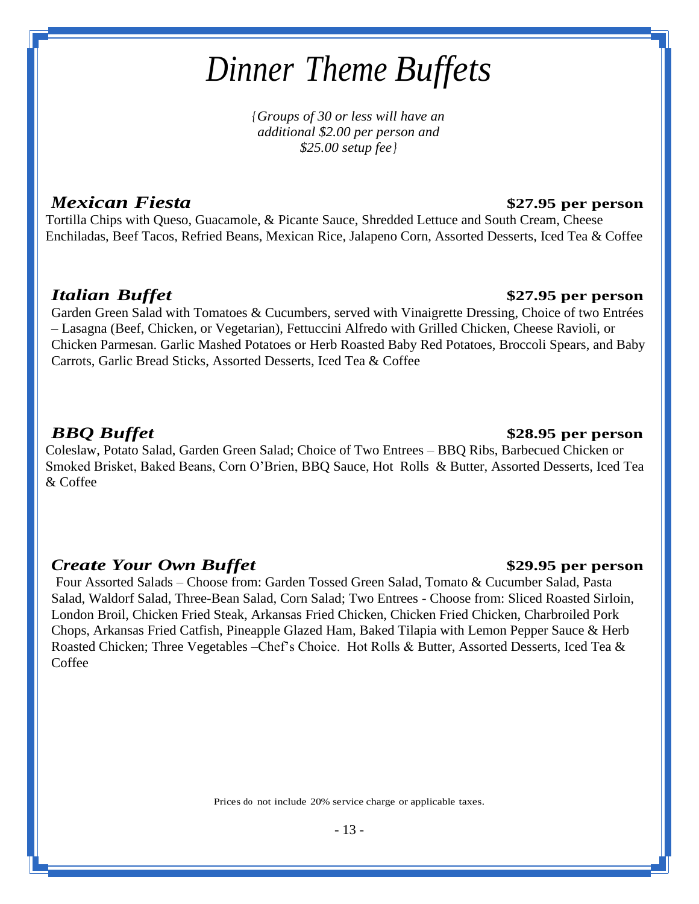# *Dinner Theme Buffets*

*{Groups of 30 or less will have an additional $2.00 per person and $25.00 setup fee}*

### ***Mexican Fiesta*** — **$27.95 per person**

Tortilla Chips with Queso, Guacamole, & Picante Sauce, Shredded Lettuce and South Cream, Cheese Enchiladas, Beef Tacos, Refried Beans, Mexican Rice, Jalapeno Corn, Assorted Desserts, Iced Tea & Coffee

### ***Italian Buffet*** — **$27.95 per person**

Garden Green Salad with Tomatoes & Cucumbers, served with Vinaigrette Dressing, Choice of two Entrées – Lasagna (Beef, Chicken, or Vegetarian), Fettuccini Alfredo with Grilled Chicken, Cheese Ravioli, or Chicken Parmesan. Garlic Mashed Potatoes or Herb Roasted Baby Red Potatoes, Broccoli Spears, and Baby Carrots, Garlic Bread Sticks, Assorted Desserts, Iced Tea & Coffee

### ***BBQ Buffet*** — **$28.95 per person**

Coleslaw, Potato Salad, Garden Green Salad; Choice of Two Entrees – BBQ Ribs, Barbecued Chicken or Smoked Brisket, Baked Beans, Corn O'Brien, BBQ Sauce, Hot Rolls & Butter, Assorted Desserts, Iced Tea & Coffee

### ***Create Your Own Buffet*** — **$29.95 per person**

Four Assorted Salads – Choose from: Garden Tossed Green Salad, Tomato & Cucumber Salad, Pasta Salad, Waldorf Salad, Three-Bean Salad, Corn Salad; Two Entrees - Choose from: Sliced Roasted Sirloin, London Broil, Chicken Fried Steak, Arkansas Fried Chicken, Chicken Fried Chicken, Charbroiled Pork Chops, Arkansas Fried Catfish, Pineapple Glazed Ham, Baked Tilapia with Lemon Pepper Sauce & Herb Roasted Chicken; Three Vegetables –Chef's Choice. Hot Rolls & Butter, Assorted Desserts, Iced Tea & Coffee

Prices do not include 20% service charge or applicable taxes.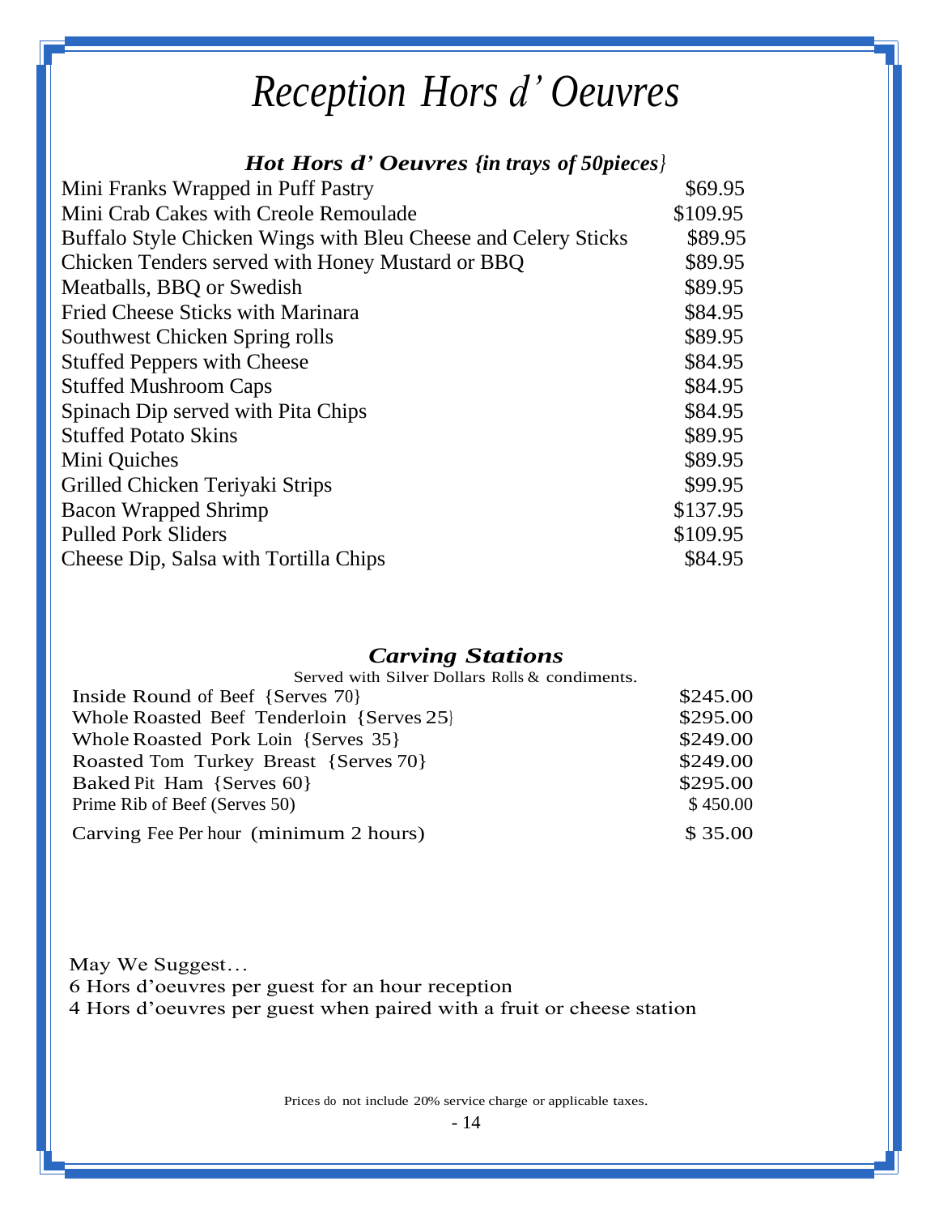# *Reception Hors d' Oeuvres*

### *Hot Hors d' Oeuvres {in trays of 50pieces}*

| Item | Price |
|---|---|
| Mini Franks Wrapped in Puff Pastry | $69.95 |
| Mini Crab Cakes with Creole Remoulade | $109.95 |
| Buffalo Style Chicken Wings with Bleu Cheese and Celery Sticks | $89.95 |
| Chicken Tenders served with Honey Mustard or BBQ | $89.95 |
| Meatballs, BBQ or Swedish | $89.95 |
| Fried Cheese Sticks with Marinara | $84.95 |
| Southwest Chicken Spring rolls | $89.95 |
| Stuffed Peppers with Cheese | $84.95 |
| Stuffed Mushroom Caps | $84.95 |
| Spinach Dip served with Pita Chips | $84.95 |
| Stuffed Potato Skins | $89.95 |
| Mini Quiches | $89.95 |
| Grilled Chicken Teriyaki Strips | $99.95 |
| Bacon Wrapped Shrimp | $137.95 |
| Pulled Pork Sliders | $109.95 |
| Cheese Dip, Salsa with Tortilla Chips | $84.95 |

### *Carving Stations*

Served with Silver Dollars Rolls & condiments.

| Item | Price |
|---|---|
| Inside Round of Beef {Serves 70} | $245.00 |
| Whole Roasted Beef Tenderloin {Serves 25} | $295.00 |
| Whole Roasted Pork Loin {Serves 35} | $249.00 |
| Roasted Tom Turkey Breast {Serves 70} | $249.00 |
| Baked Pit Ham {Serves 60} | $295.00 |
| Prime Rib of Beef (Serves 50) | $ 450.00 |
| Carving Fee Per hour (minimum 2 hours) | $ 35.00 |

May We Suggest…
6 Hors d'oeuvres per guest for an hour reception
4 Hors d'oeuvres per guest when paired with a fruit or cheese station

Prices do not include 20% service charge or applicable taxes.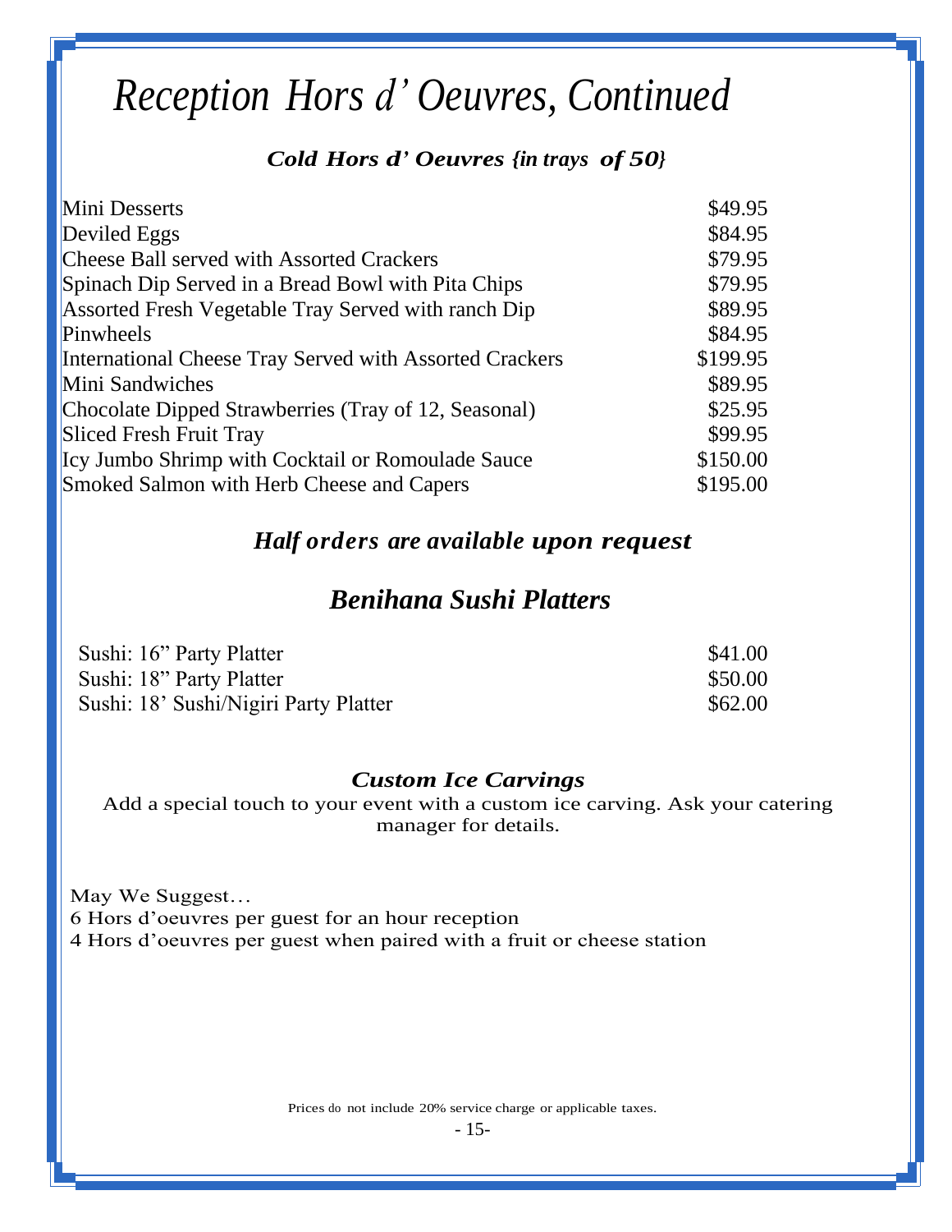# *Reception Hors d' Oeuvres, Continued*

### ***Cold Hors d' Oeuvres {in trays of 50}***

| Item | Price |
|---|---|
| Mini Desserts | \$49.95 |
| Deviled Eggs | \$84.95 |
| Cheese Ball served with Assorted Crackers | \$79.95 |
| Spinach Dip Served in a Bread Bowl with Pita Chips | \$79.95 |
| Assorted Fresh Vegetable Tray Served with ranch Dip | \$89.95 |
| Pinwheels | \$84.95 |
| International Cheese Tray Served with Assorted Crackers | \$199.95 |
| Mini Sandwiches | \$89.95 |
| Chocolate Dipped Strawberries (Tray of 12, Seasonal) | \$25.95 |
| Sliced Fresh Fruit Tray | \$99.95 |
| Icy Jumbo Shrimp with Cocktail or Romoulade Sauce | \$150.00 |
| Smoked Salmon with Herb Cheese and Capers | \$195.00 |

### ***Half orders are available upon request***

## ***Benihana Sushi Platters***

| Item | Price |
|---|---|
| Sushi: 16" Party Platter | \$41.00 |
| Sushi: 18" Party Platter | \$50.00 |
| Sushi: 18' Sushi/Nigiri Party Platter | \$62.00 |

### ***Custom Ice Carvings***

Add a special touch to your event with a custom ice carving. Ask your catering manager for details.

May We Suggest…
6 Hors d'oeuvres per guest for an hour reception
4 Hors d'oeuvres per guest when paired with a fruit or cheese station

Prices do not include 20% service charge or applicable taxes.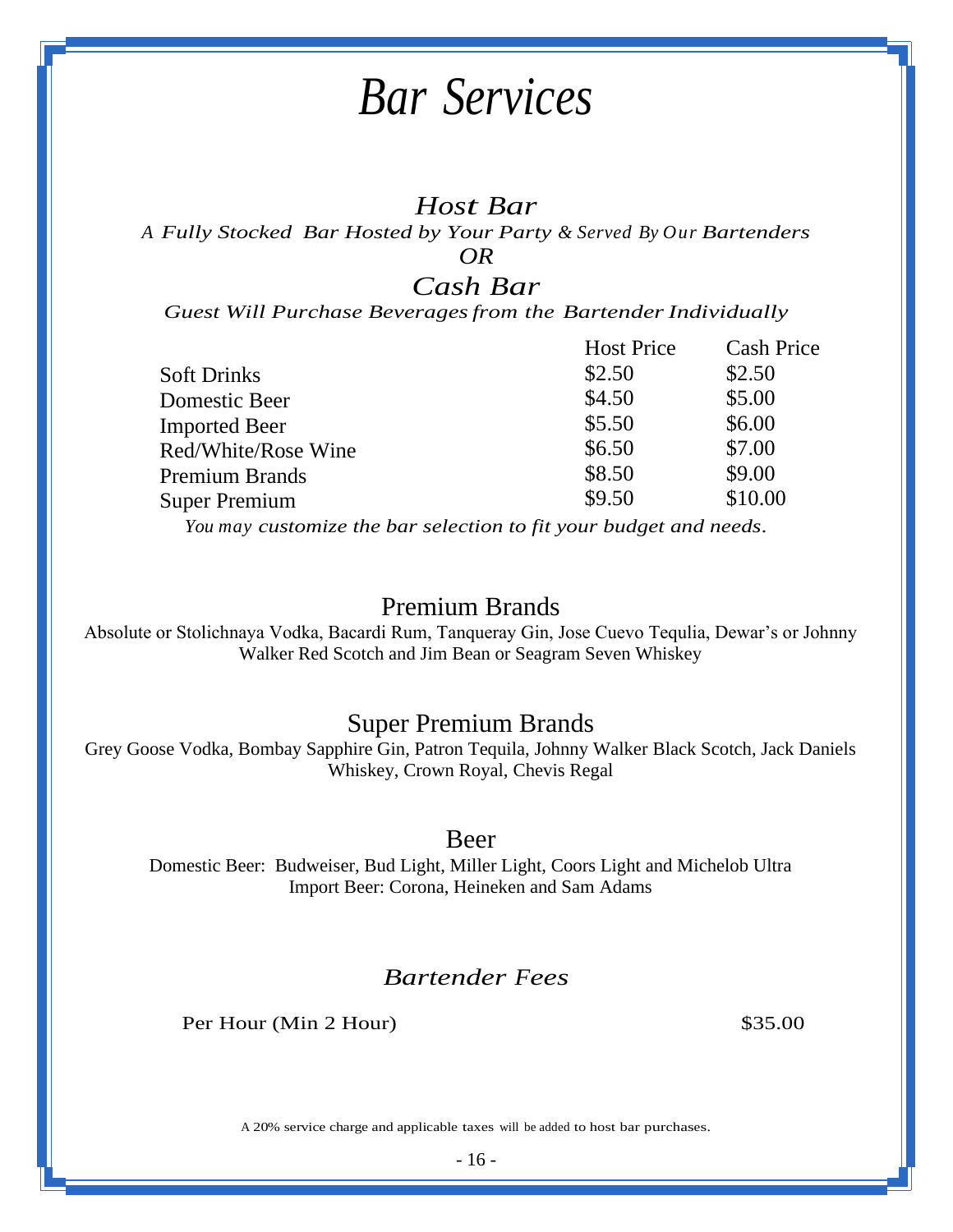# *Bar Services*

## *Host Bar*

*A Fully Stocked Bar Hosted by Your Party & Served By Our Bartenders*

*OR*

## *Cash Bar*

*Guest Will Purchase Beverages from the Bartender Individually*

| | Host Price | Cash Price |
|---|---|---|
| Soft Drinks | $2.50 | $2.50 |
| Domestic Beer | $4.50 | $5.00 |
| Imported Beer | $5.50 | $6.00 |
| Red/White/Rose Wine | $6.50 | $7.00 |
| Premium Brands | $8.50 | $9.00 |
| Super Premium | $9.50 | $10.00 |

*You may customize the bar selection to fit your budget and needs.*

## Premium Brands

Absolute or Stolichnaya Vodka, Bacardi Rum, Tanqueray Gin, Jose Cuevo Tequlia, Dewar's or Johnny Walker Red Scotch and Jim Bean or Seagram Seven Whiskey

## Super Premium Brands

Grey Goose Vodka, Bombay Sapphire Gin, Patron Tequila, Johnny Walker Black Scotch, Jack Daniels Whiskey, Crown Royal, Chevis Regal

## Beer

Domestic Beer: Budweiser, Bud Light, Miller Light, Coors Light and Michelob Ultra
Import Beer: Corona, Heineken and Sam Adams

## *Bartender Fees*

| | |
|---|---|
| Per Hour (Min 2 Hour) | $35.00 |

A 20% service charge and applicable taxes will be added to host bar purchases.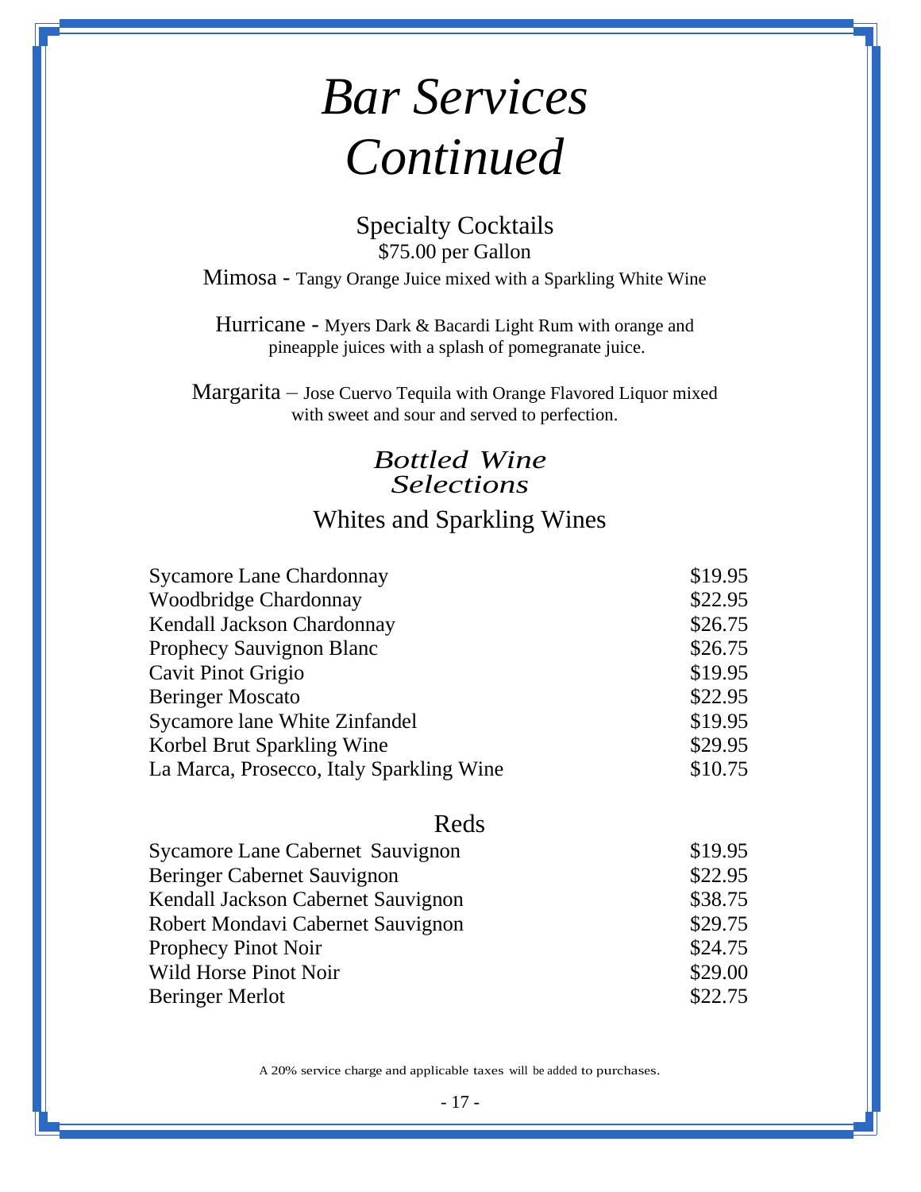# *Bar Services Continued*

## Specialty Cocktails

$75.00 per Gallon

Mimosa - Tangy Orange Juice mixed with a Sparkling White Wine

Hurricane - Myers Dark & Bacardi Light Rum with orange and pineapple juices with a splash of pomegranate juice.

Margarita – Jose Cuervo Tequila with Orange Flavored Liquor mixed with sweet and sour and served to perfection.

## *Bottled Wine Selections*

### Whites and Sparkling Wines

| | |
|---|---|
| Sycamore Lane Chardonnay | $19.95 |
| Woodbridge Chardonnay | $22.95 |
| Kendall Jackson Chardonnay | $26.75 |
| Prophecy Sauvignon Blanc | $26.75 |
| Cavit Pinot Grigio | $19.95 |
| Beringer Moscato | $22.95 |
| Sycamore lane White Zinfandel | $19.95 |
| Korbel Brut Sparkling Wine | $29.95 |
| La Marca, Prosecco, Italy Sparkling Wine | $10.75 |

### Reds

| | |
|---|---|
| Sycamore Lane Cabernet Sauvignon | $19.95 |
| Beringer Cabernet Sauvignon | $22.95 |
| Kendall Jackson Cabernet Sauvignon | $38.75 |
| Robert Mondavi Cabernet Sauvignon | $29.75 |
| Prophecy Pinot Noir | $24.75 |
| Wild Horse Pinot Noir | $29.00 |
| Beringer Merlot | $22.75 |

A 20% service charge and applicable taxes will be added to purchases.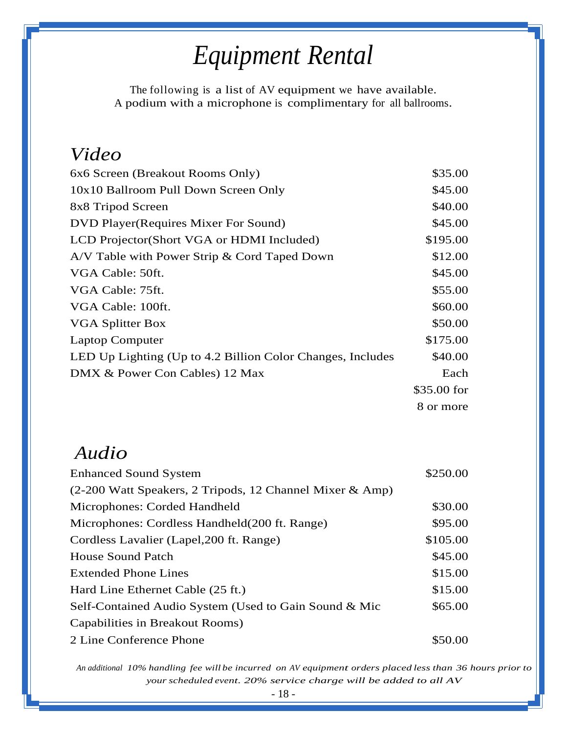# *Equipment Rental*

The following is a list of AV equipment we have available.
A podium with a microphone is complimentary for all ballrooms.

## *Video*

| Item | Price |
|---|---|
| 6x6 Screen (Breakout Rooms Only) | $35.00 |
| 10x10 Ballroom Pull Down Screen Only | $45.00 |
| 8x8 Tripod Screen | $40.00 |
| DVD Player(Requires Mixer For Sound) | $45.00 |
| LCD Projector(Short VGA or HDMI Included) | $195.00 |
| A/V Table with Power Strip & Cord Taped Down | $12.00 |
| VGA Cable: 50ft. | $45.00 |
| VGA Cable: 75ft. | $55.00 |
| VGA Cable: 100ft. | $60.00 |
| VGA Splitter Box | $50.00 |
| Laptop Computer | $175.00 |
| LED Up Lighting (Up to 4.2 Billion Color Changes, Includes DMX & Power Con Cables) 12 Max | $40.00 Each<br>$35.00 for 8 or more |

## *Audio*

| Item | Price |
|---|---|
| Enhanced Sound System (2-200 Watt Speakers, 2 Tripods, 12 Channel Mixer & Amp) | $250.00 |
| Microphones: Corded Handheld | $30.00 |
| Microphones: Cordless Handheld(200 ft. Range) | $95.00 |
| Cordless Lavalier (Lapel,200 ft. Range) | $105.00 |
| House Sound Patch | $45.00 |
| Extended Phone Lines | $15.00 |
| Hard Line Ethernet Cable (25 ft.) | $15.00 |
| Self-Contained Audio System (Used to Gain Sound & Mic Capabilities in Breakout Rooms) | $65.00 |
| 2 Line Conference Phone | $50.00 |

*An additional 10% handling fee will be incurred on AV equipment orders placed less than 36 hours prior to your scheduled event. 20% service charge will be added to all AV*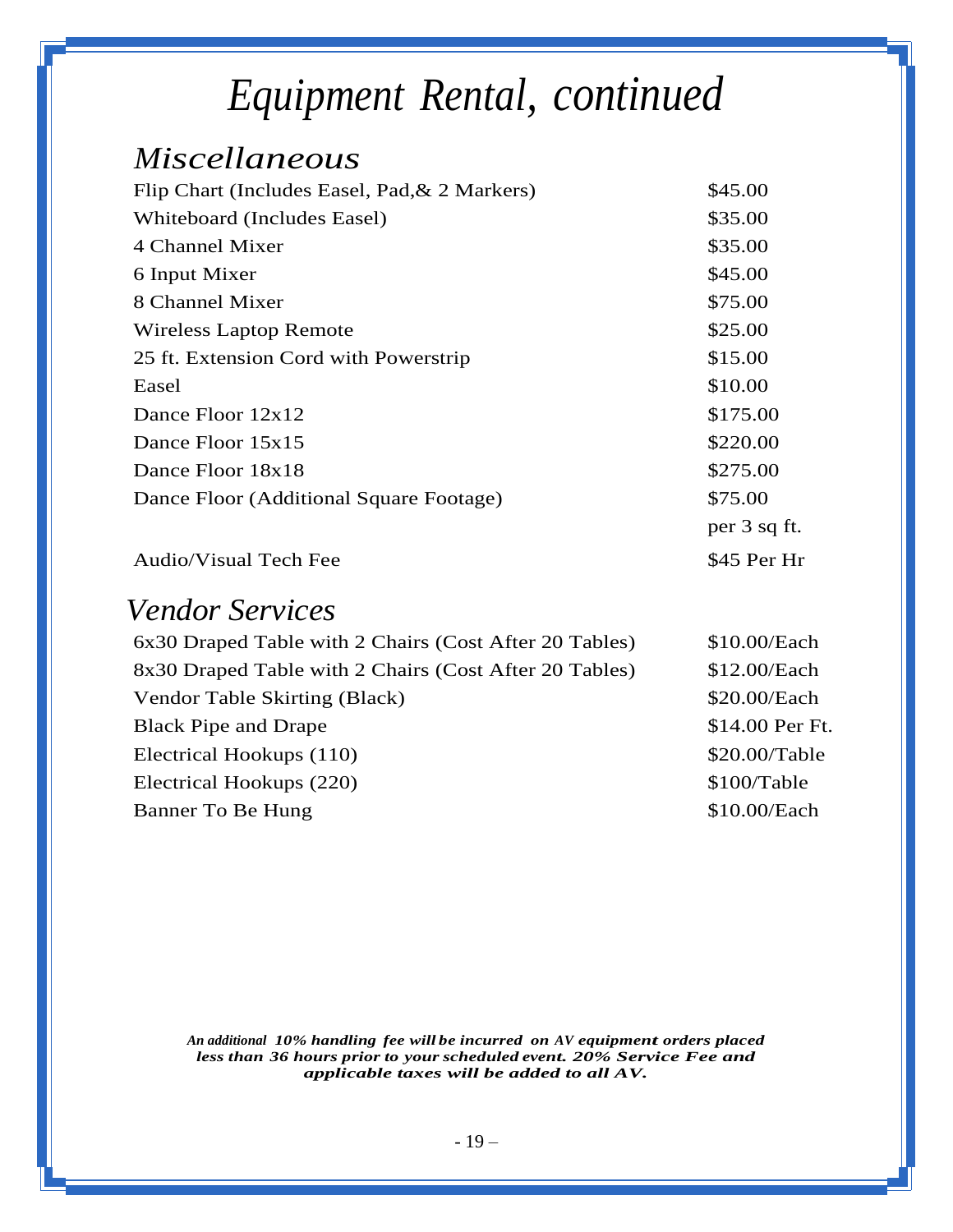# Equipment Rental, continued

## Miscellaneous

| Item | Price |
|---|---|
| Flip Chart (Includes Easel, Pad,& 2 Markers) | $45.00 |
| Whiteboard (Includes Easel) | $35.00 |
| 4 Channel Mixer | $35.00 |
| 6 Input Mixer | $45.00 |
| 8 Channel Mixer | $75.00 |
| Wireless Laptop Remote | $25.00 |
| 25 ft. Extension Cord with Powerstrip | $15.00 |
| Easel | $10.00 |
| Dance Floor 12x12 | $175.00 |
| Dance Floor 15x15 | $220.00 |
| Dance Floor 18x18 | $275.00 |
| Dance Floor (Additional Square Footage) | $75.00 per 3 sq ft. |
| Audio/Visual Tech Fee | $45 Per Hr |

## Vendor Services

| Item | Price |
|---|---|
| 6x30 Draped Table with 2 Chairs (Cost After 20 Tables) | $10.00/Each |
| 8x30 Draped Table with 2 Chairs (Cost After 20 Tables) | $12.00/Each |
| Vendor Table Skirting (Black) | $20.00/Each |
| Black Pipe and Drape | $14.00 Per Ft. |
| Electrical Hookups (110) | $20.00/Table |
| Electrical Hookups (220) | $100/Table |
| Banner To Be Hung | $10.00/Each |

***An additional 10% handling fee will be incurred on AV equipment orders placed less than 36 hours prior to your scheduled event. 20% Service Fee and applicable taxes will be added to all AV.***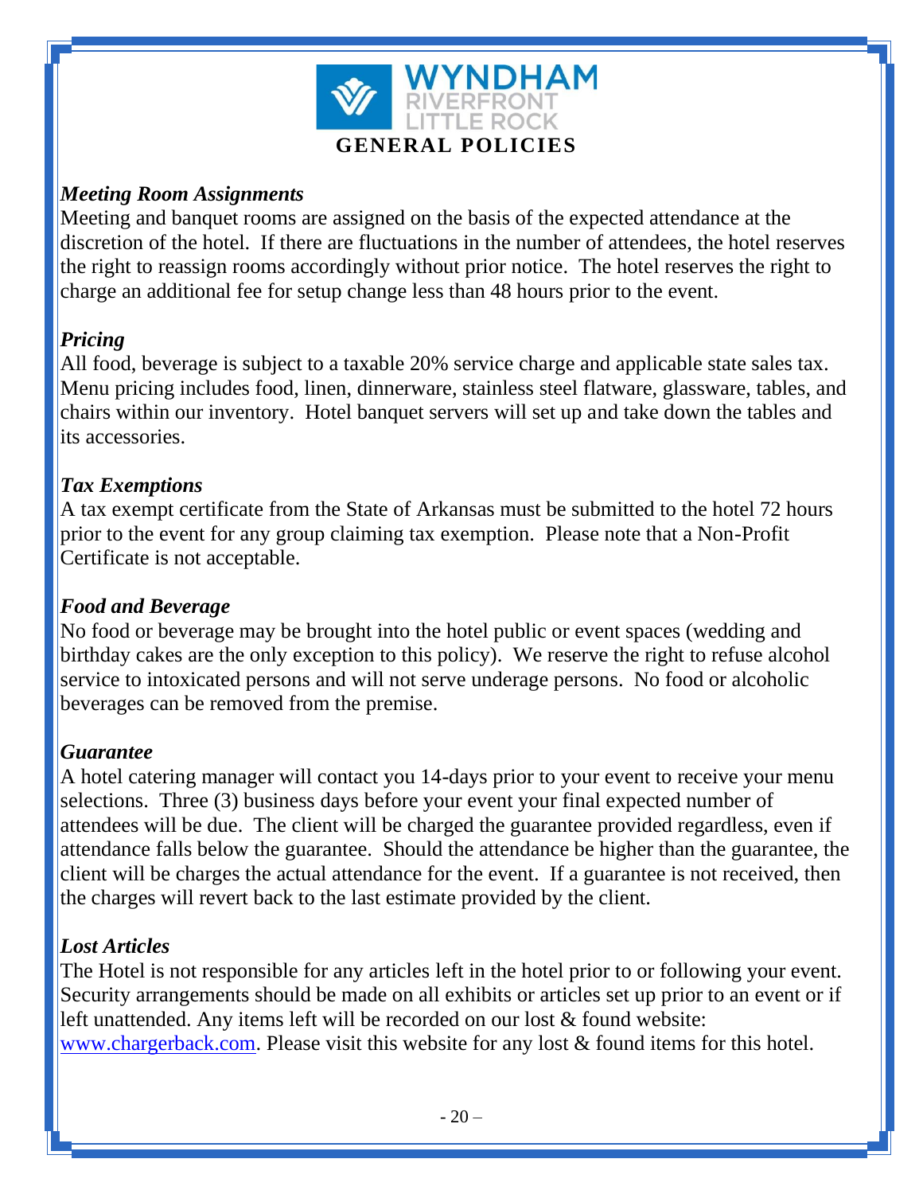WYNDHAM RIVERFRONT LITTLE ROCK

# GENERAL POLICIES

### *Meeting Room Assignments*

Meeting and banquet rooms are assigned on the basis of the expected attendance at the discretion of the hotel. If there are fluctuations in the number of attendees, the hotel reserves the right to reassign rooms accordingly without prior notice. The hotel reserves the right to charge an additional fee for setup change less than 48 hours prior to the event.

### *Pricing*

All food, beverage is subject to a taxable 20% service charge and applicable state sales tax. Menu pricing includes food, linen, dinnerware, stainless steel flatware, glassware, tables, and chairs within our inventory. Hotel banquet servers will set up and take down the tables and its accessories.

### *Tax Exemptions*

A tax exempt certificate from the State of Arkansas must be submitted to the hotel 72 hours prior to the event for any group claiming tax exemption. Please note that a Non-Profit Certificate is not acceptable.

### *Food and Beverage*

No food or beverage may be brought into the hotel public or event spaces (wedding and birthday cakes are the only exception to this policy). We reserve the right to refuse alcohol service to intoxicated persons and will not serve underage persons. No food or alcoholic beverages can be removed from the premise.

### *Guarantee*

A hotel catering manager will contact you 14-days prior to your event to receive your menu selections. Three (3) business days before your event your final expected number of attendees will be due. The client will be charged the guarantee provided regardless, even if attendance falls below the guarantee. Should the attendance be higher than the guarantee, the client will be charges the actual attendance for the event. If a guarantee is not received, then the charges will revert back to the last estimate provided by the client.

### *Lost Articles*

The Hotel is not responsible for any articles left in the hotel prior to or following your event. Security arrangements should be made on all exhibits or articles set up prior to an event or if left unattended. Any items left will be recorded on our lost & found website: www.chargerback.com. Please visit this website for any lost & found items for this hotel.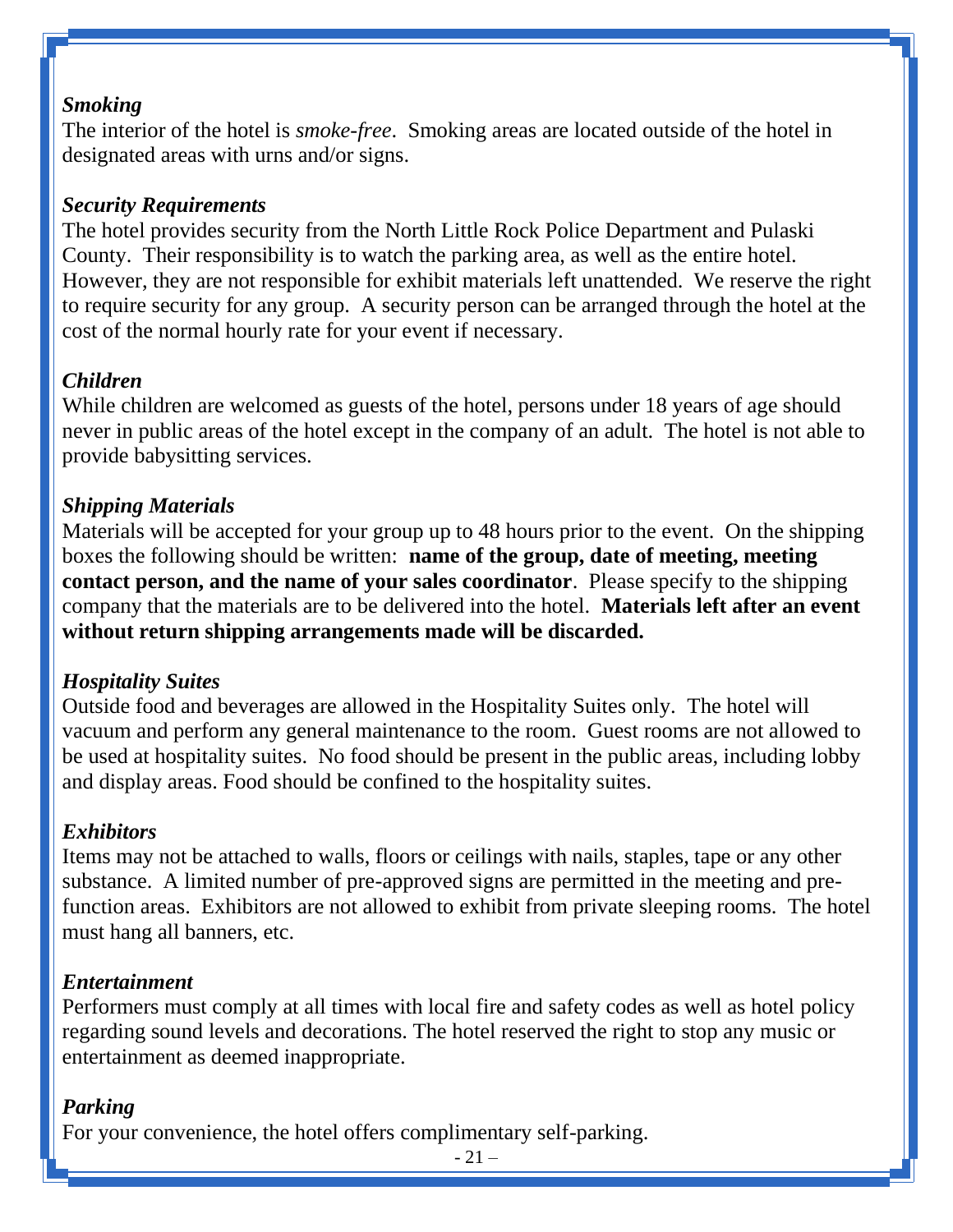***Smoking***

The interior of the hotel is *smoke-free*. Smoking areas are located outside of the hotel in designated areas with urns and/or signs.

***Security Requirements***

The hotel provides security from the North Little Rock Police Department and Pulaski County. Their responsibility is to watch the parking area, as well as the entire hotel. However, they are not responsible for exhibit materials left unattended. We reserve the right to require security for any group. A security person can be arranged through the hotel at the cost of the normal hourly rate for your event if necessary.

***Children***

While children are welcomed as guests of the hotel, persons under 18 years of age should never in public areas of the hotel except in the company of an adult. The hotel is not able to provide babysitting services.

***Shipping Materials***

Materials will be accepted for your group up to 48 hours prior to the event. On the shipping boxes the following should be written: **name of the group, date of meeting, meeting contact person, and the name of your sales coordinator**. Please specify to the shipping company that the materials are to be delivered into the hotel. **Materials left after an event without return shipping arrangements made will be discarded.**

***Hospitality Suites***

Outside food and beverages are allowed in the Hospitality Suites only. The hotel will vacuum and perform any general maintenance to the room. Guest rooms are not allowed to be used at hospitality suites. No food should be present in the public areas, including lobby and display areas. Food should be confined to the hospitality suites.

***Exhibitors***

Items may not be attached to walls, floors or ceilings with nails, staples, tape or any other substance. A limited number of pre-approved signs are permitted in the meeting and pre-function areas. Exhibitors are not allowed to exhibit from private sleeping rooms. The hotel must hang all banners, etc.

***Entertainment***

Performers must comply at all times with local fire and safety codes as well as hotel policy regarding sound levels and decorations. The hotel reserved the right to stop any music or entertainment as deemed inappropriate.

***Parking***

For your convenience, the hotel offers complimentary self-parking.